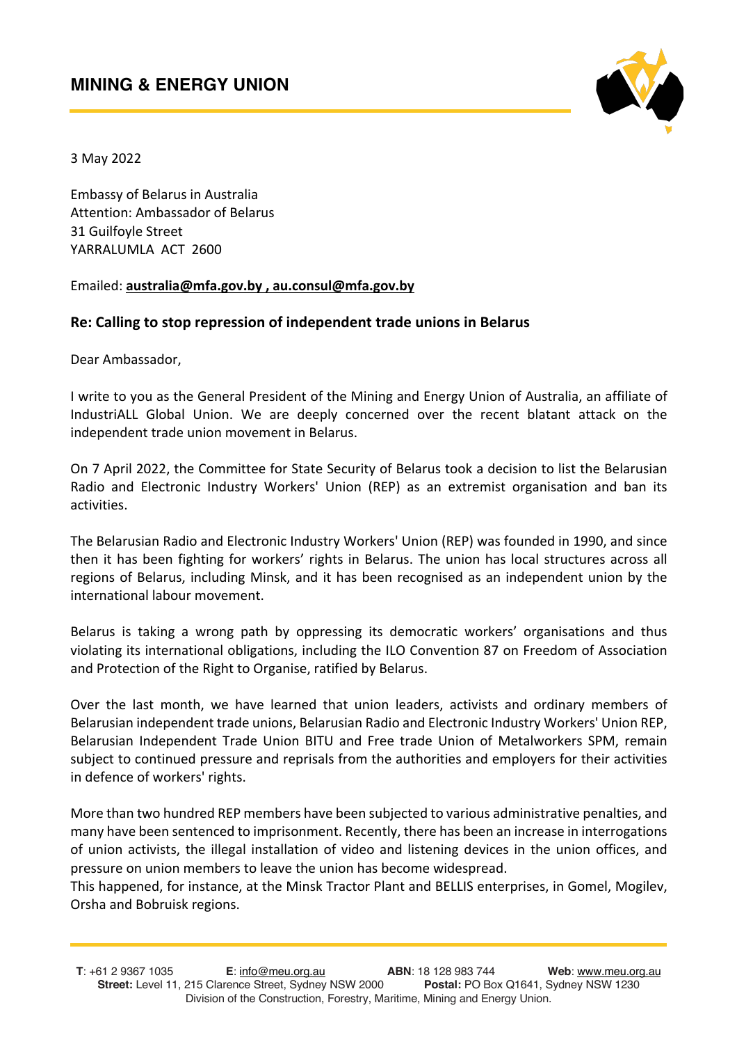# MINING & ENERGY UNION

3 May 2022

Embassy of Belarus in Australia
Attention: Ambassador of Belarus
31 Guilfoyle Street
YARRALUMLA ACT 2600

Emailed: **australia@mfa.gov.by , au.consul@mfa.gov.by**

**Re: Calling to stop repression of independent trade unions in Belarus**

Dear Ambassador,

I write to you as the General President of the Mining and Energy Union of Australia, an affiliate of IndustriALL Global Union. We are deeply concerned over the recent blatant attack on the independent trade union movement in Belarus.

On 7 April 2022, the Committee for State Security of Belarus took a decision to list the Belarusian Radio and Electronic Industry Workers' Union (REP) as an extremist organisation and ban its activities.

The Belarusian Radio and Electronic Industry Workers' Union (REP) was founded in 1990, and since then it has been fighting for workers' rights in Belarus. The union has local structures across all regions of Belarus, including Minsk, and it has been recognised as an independent union by the international labour movement.

Belarus is taking a wrong path by oppressing its democratic workers' organisations and thus violating its international obligations, including the ILO Convention 87 on Freedom of Association and Protection of the Right to Organise, ratified by Belarus.

Over the last month, we have learned that union leaders, activists and ordinary members of Belarusian independent trade unions, Belarusian Radio and Electronic Industry Workers' Union REP, Belarusian Independent Trade Union BITU and Free trade Union of Metalworkers SPM, remain subject to continued pressure and reprisals from the authorities and employers for their activities in defence of workers' rights.

More than two hundred REP members have been subjected to various administrative penalties, and many have been sentenced to imprisonment. Recently, there has been an increase in interrogations of union activists, the illegal installation of video and listening devices in the union offices, and pressure on union members to leave the union has become widespread.
This happened, for instance, at the Minsk Tractor Plant and BELLIS enterprises, in Gomel, Mogilev, Orsha and Bobruisk regions.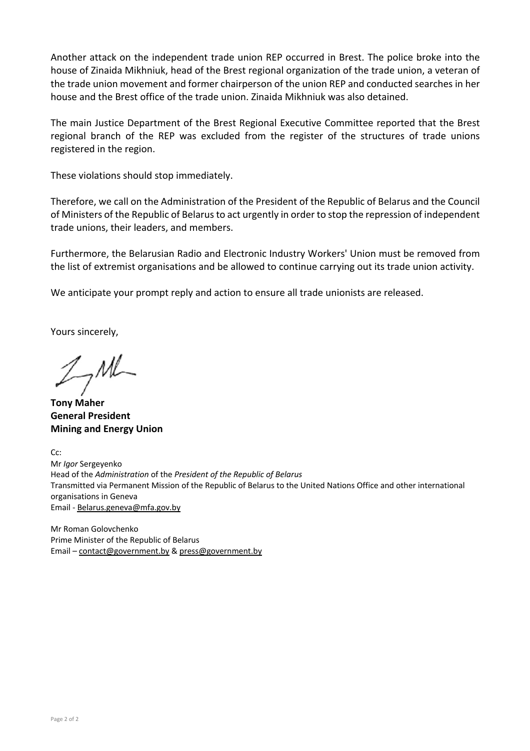Another attack on the independent trade union REP occurred in Brest. The police broke into the house of Zinaida Mikhniuk, head of the Brest regional organization of the trade union, a veteran of the trade union movement and former chairperson of the union REP and conducted searches in her house and the Brest office of the trade union. Zinaida Mikhniuk was also detained.

The main Justice Department of the Brest Regional Executive Committee reported that the Brest regional branch of the REP was excluded from the register of the structures of trade unions registered in the region.

These violations should stop immediately.

Therefore, we call on the Administration of the President of the Republic of Belarus and the Council of Ministers of the Republic of Belarus to act urgently in order to stop the repression of independent trade unions, their leaders, and members.

Furthermore, the Belarusian Radio and Electronic Industry Workers' Union must be removed from the list of extremist organisations and be allowed to continue carrying out its trade union activity.

We anticipate your prompt reply and action to ensure all trade unionists are released.

Yours sincerely,

**Tony Maher**
**General President**
**Mining and Energy Union**

Cc:
Mr *Igor* Sergeyenko
Head of the *Administration* of the *President of the Republic of Belarus*
Transmitted via Permanent Mission of the Republic of Belarus to the United Nations Office and other international organisations in Geneva
Email - Belarus.geneva@mfa.gov.by

Mr Roman Golovchenko
Prime Minister of the Republic of Belarus
Email – contact@government.by & press@government.by